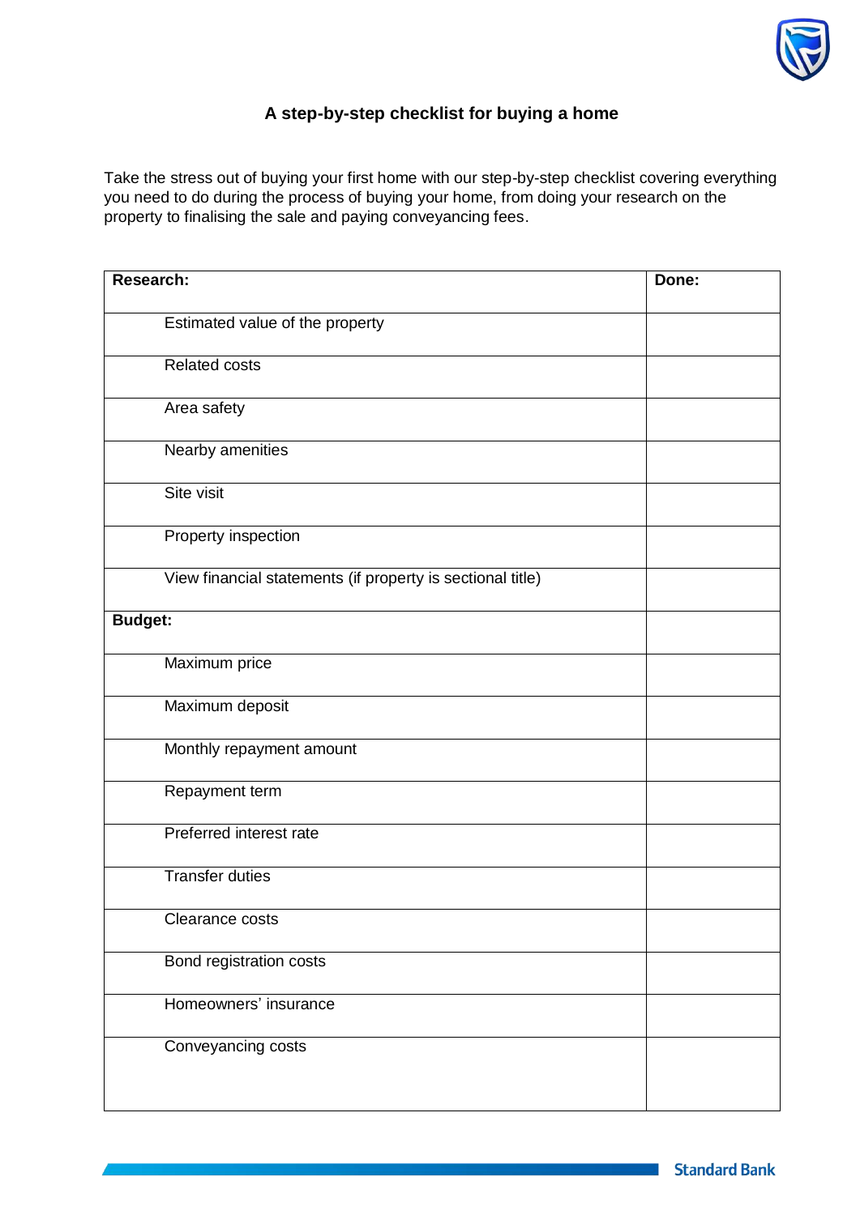# A step-by-step checklist for buying a home

Take the stress out of buying your first home with our step-by-step checklist covering everything you need to do during the process of buying your home, from doing your research on the property to finalising the sale and paying conveyancing fees.

| **Research:** | **Done:** |
|---|---|
| Estimated value of the property | |
| Related costs | |
| Area safety | |
| Nearby amenities | |
| Site visit | |
| Property inspection | |
| View financial statements (if property is sectional title) | |
| **Budget:** | |
| Maximum price | |
| Maximum deposit | |
| Monthly repayment amount | |
| Repayment term | |
| Preferred interest rate | |
| Transfer duties | |
| Clearance costs | |
| Bond registration costs | |
| Homeowners' insurance | |
| Conveyancing costs | |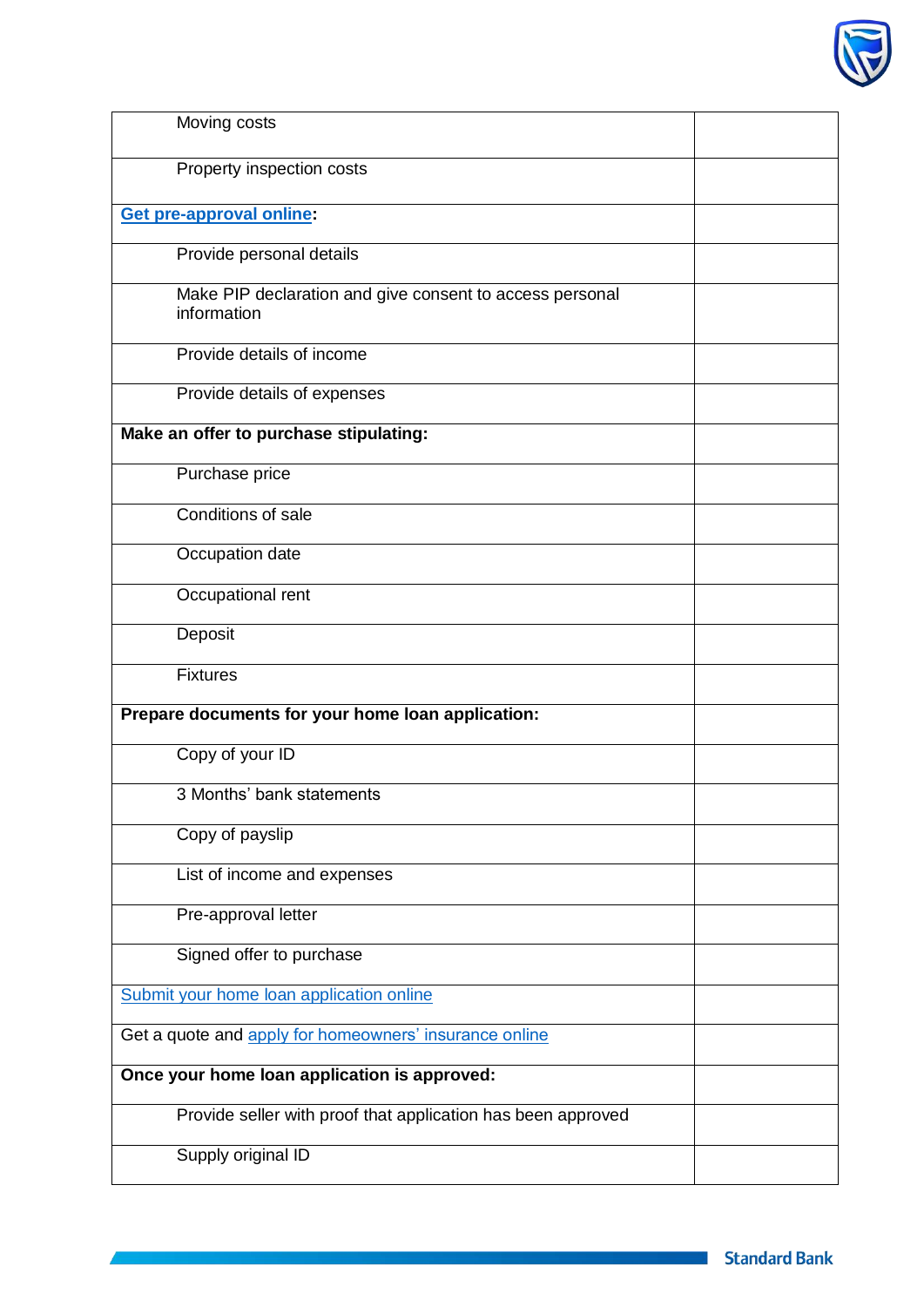| | |
|---|---|
| Moving costs | |
| Property inspection costs | |
| **Get pre-approval online:** | |
| Provide personal details | |
| Make PIP declaration and give consent to access personal information | |
| Provide details of income | |
| Provide details of expenses | |
| **Make an offer to purchase stipulating:** | |
| Purchase price | |
| Conditions of sale | |
| Occupation date | |
| Occupational rent | |
| Deposit | |
| Fixtures | |
| **Prepare documents for your home loan application:** | |
| Copy of your ID | |
| 3 Months' bank statements | |
| Copy of payslip | |
| List of income and expenses | |
| Pre-approval letter | |
| Signed offer to purchase | |
| Submit your home loan application online | |
| Get a quote and apply for homeowners' insurance online | |
| **Once your home loan application is approved:** | |
| Provide seller with proof that application has been approved | |
| Supply original ID | |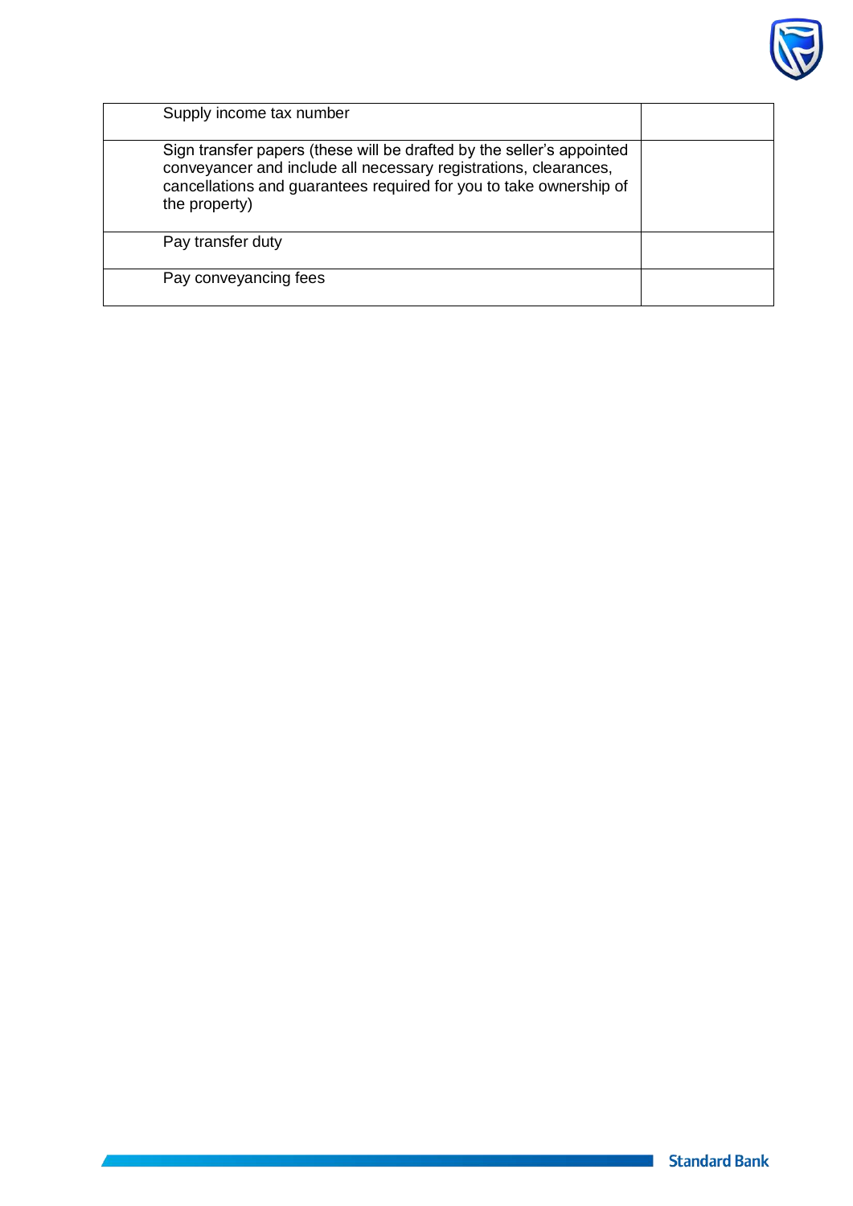| | |
|---|---|
| Supply income tax number | |
| Sign transfer papers (these will be drafted by the seller's appointed conveyancer and include all necessary registrations, clearances, cancellations and guarantees required for you to take ownership of the property) | |
| Pay transfer duty | |
| Pay conveyancing fees | |